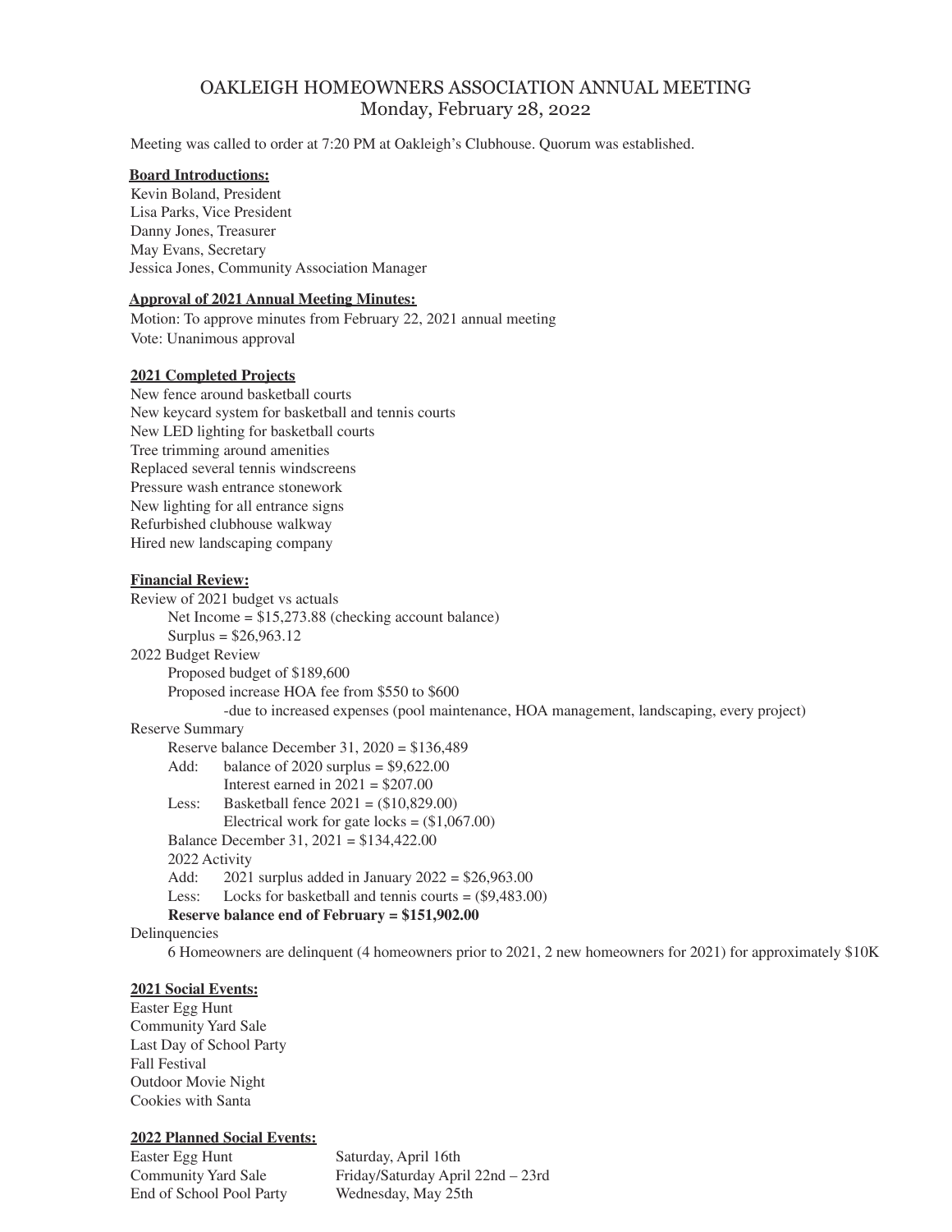# OAKLEIGH HOMEOWNERS ASSOCIATION ANNUAL MEETING
## Monday, February 28, 2022

Meeting was called to order at 7:20 PM at Oakleigh's Clubhouse. Quorum was established.

**Board Introductions:**

Kevin Boland, President
Lisa Parks, Vice President
Danny Jones, Treasurer
May Evans, Secretary
Jessica Jones, Community Association Manager

**Approval of 2021 Annual Meeting Minutes:**

Motion: To approve minutes from February 22, 2021 annual meeting
Vote: Unanimous approval

**2021 Completed Projects**

New fence around basketball courts
New keycard system for basketball and tennis courts
New LED lighting for basketball courts
Tree trimming around amenities
Replaced several tennis windscreens
Pressure wash entrance stonework
New lighting for all entrance signs
Refurbished clubhouse walkway
Hired new landscaping company

**Financial Review:**

Review of 2021 budget vs actuals
- Net Income = $15,273.88 (checking account balance)
- Surplus = $26,963.12

2022 Budget Review
- Proposed budget of $189,600
- Proposed increase HOA fee from $550 to $600
  - -due to increased expenses (pool maintenance, HOA management, landscaping, every project)

Reserve Summary
- Reserve balance December 31, 2020 = $136,489
- Add: balance of 2020 surplus = $9,622.00
  - Interest earned in 2021 = $207.00
- Less: Basketball fence 2021 = ($10,829.00)
  - Electrical work for gate locks = ($1,067.00)
- Balance December 31, 2021 = $134,422.00
- 2022 Activity
- Add: 2021 surplus added in January 2022 = $26,963.00
- Less: Locks for basketball and tennis courts = ($9,483.00)
- **Reserve balance end of February = $151,902.00**

Delinquencies
- 6 Homeowners are delinquent (4 homeowners prior to 2021, 2 new homeowners for 2021) for approximately $10K

**2021 Social Events:**

Easter Egg Hunt
Community Yard Sale
Last Day of School Party
Fall Festival
Outdoor Movie Night
Cookies with Santa

**2022 Planned Social Events:**

| | |
|---|---|
| Easter Egg Hunt | Saturday, April 16th |
| Community Yard Sale | Friday/Saturday April 22nd – 23rd |
| End of School Pool Party | Wednesday, May 25th |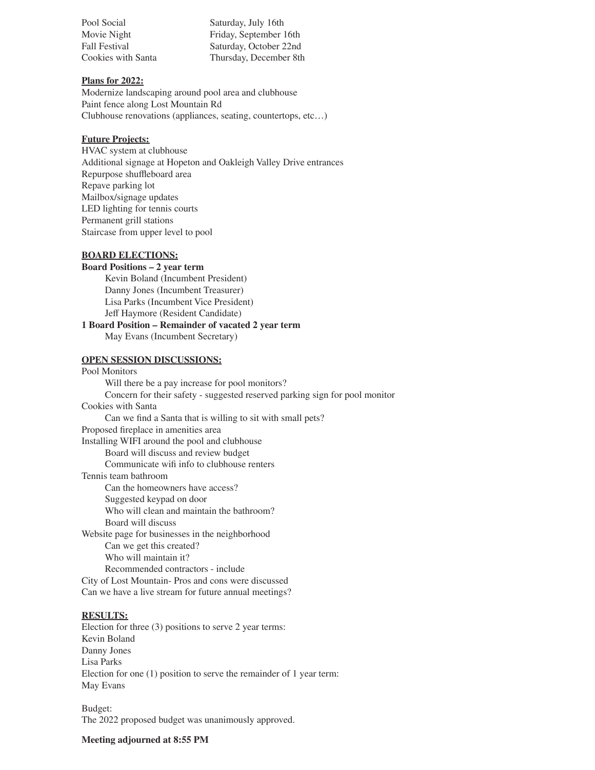| | |
|---|---|
| Pool Social | Saturday, July 16th |
| Movie Night | Friday, September 16th |
| Fall Festival | Saturday, October 22nd |
| Cookies with Santa | Thursday, December 8th |

**Plans for 2022:**

Modernize landscaping around pool area and clubhouse
Paint fence along Lost Mountain Rd
Clubhouse renovations (appliances, seating, countertops, etc…)

**Future Projects:**

HVAC system at clubhouse
Additional signage at Hopeton and Oakleigh Valley Drive entrances
Repurpose shuffleboard area
Repave parking lot
Mailbox/signage updates
LED lighting for tennis courts
Permanent grill stations
Staircase from upper level to pool

**BOARD ELECTIONS:**

**Board Positions – 2 year term**

- Kevin Boland (Incumbent President)
- Danny Jones (Incumbent Treasurer)
- Lisa Parks (Incumbent Vice President)
- Jeff Haymore (Resident Candidate)

**1 Board Position – Remainder of vacated 2 year term**

- May Evans (Incumbent Secretary)

**OPEN SESSION DISCUSSIONS:**

Pool Monitors
- Will there be a pay increase for pool monitors?
- Concern for their safety - suggested reserved parking sign for pool monitor

Cookies with Santa
- Can we find a Santa that is willing to sit with small pets?

Proposed fireplace in amenities area

Installing WIFI around the pool and clubhouse
- Board will discuss and review budget
- Communicate wifi info to clubhouse renters

Tennis team bathroom
- Can the homeowners have access?
- Suggested keypad on door
- Who will clean and maintain the bathroom?
- Board will discuss

Website page for businesses in the neighborhood
- Can we get this created?
- Who will maintain it?
- Recommended contractors - include

City of Lost Mountain- Pros and cons were discussed

Can we have a live stream for future annual meetings?

**RESULTS:**

Election for three (3) positions to serve 2 year terms:
Kevin Boland
Danny Jones
Lisa Parks
Election for one (1) position to serve the remainder of 1 year term:
May Evans

Budget:
The 2022 proposed budget was unanimously approved.

**Meeting adjourned at 8:55 PM**